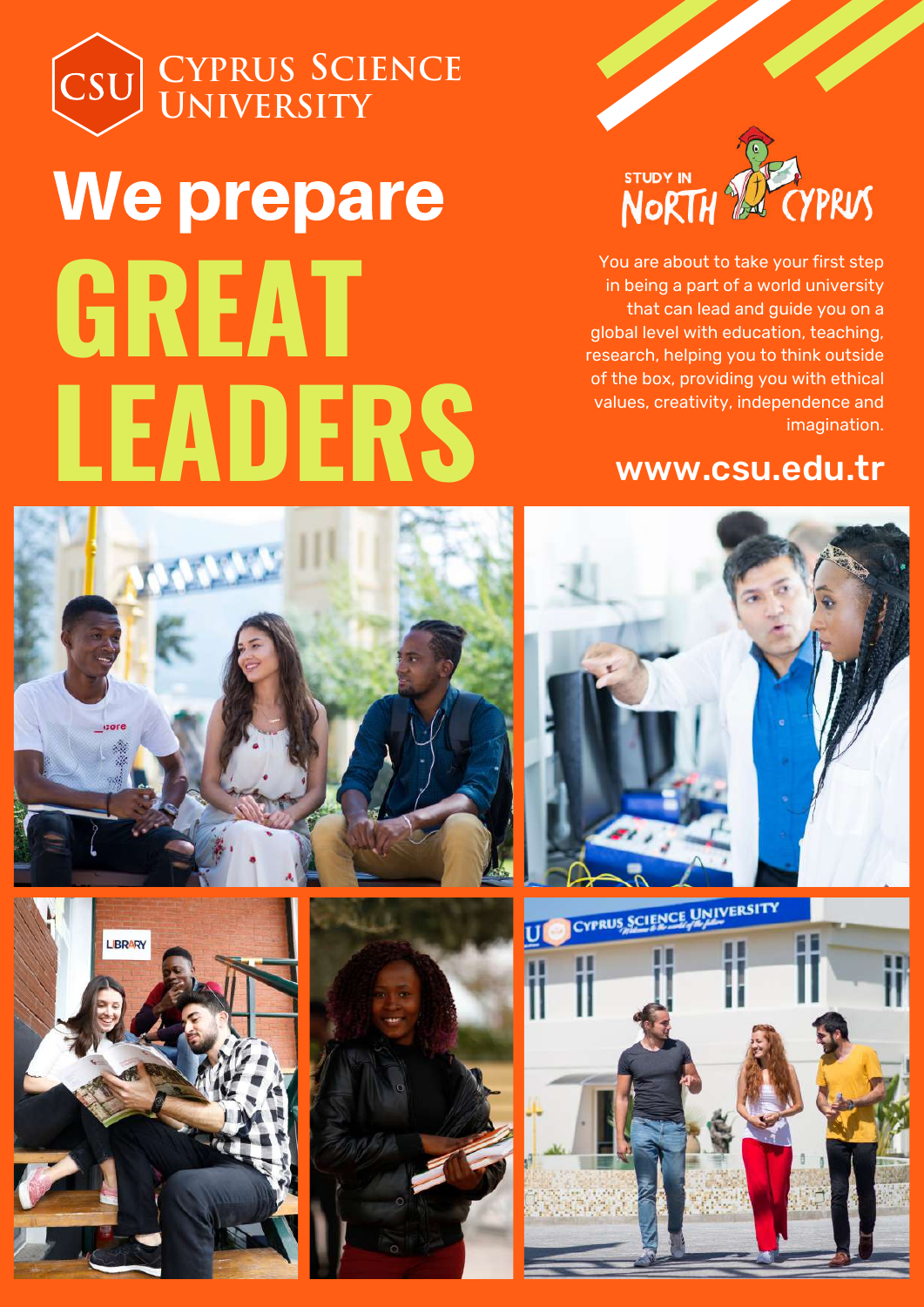# CYPRUS SCIENCE UNIVERSITY

# We prepare GREAT LEADERS

STUDY IN NORTH CYPRUS

You are about to take your first step in being a part of a world university that can lead and guide you on a global level with education, teaching, research, helping you to think outside of the box, providing you with ethical values, creativity, independence and imagination.

**www.csu.edu.tr**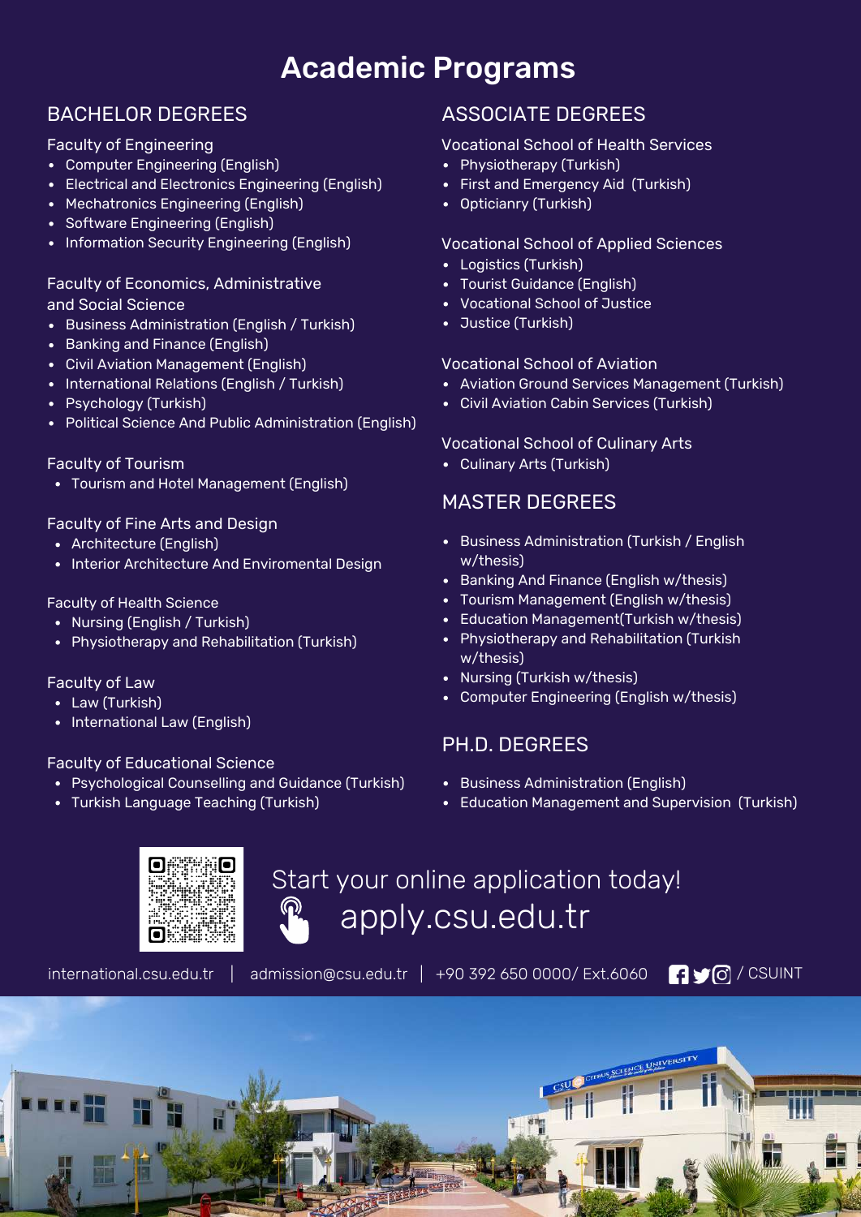# Academic Programs

## BACHELOR DEGREES

### Faculty of Engineering

- Computer Engineering (English)
- Electrical and Electronics Engineering (English)
- Mechatronics Engineering (English)
- Software Engineering (English)
- Information Security Engineering (English)

### Faculty of Economics, Administrative and Social Science

- Business Administration (English / Turkish)
- Banking and Finance (English)
- Civil Aviation Management (English)
- International Relations (English / Turkish)
- Psychology (Turkish)
- Political Science And Public Administration (English)

### Faculty of Tourism

- Tourism and Hotel Management (English)

### Faculty of Fine Arts and Design

- Architecture (English)
- Interior Architecture And Enviromental Design

### Faculty of Health Science

- Nursing (English / Turkish)
- Physiotherapy and Rehabilitation (Turkish)

### Faculty of Law

- Law (Turkish)
- International Law (English)

### Faculty of Educational Science

- Psychological Counselling and Guidance (Turkish)
- Turkish Language Teaching (Turkish)

## ASSOCIATE DEGREES

### Vocational School of Health Services

- Physiotherapy (Turkish)
- First and Emergency Aid (Turkish)
- Opticianry (Turkish)

### Vocational School of Applied Sciences

- Logistics (Turkish)
- Tourist Guidance (English)
- Vocational School of Justice
- Justice (Turkish)

### Vocational School of Aviation

- Aviation Ground Services Management (Turkish)
- Civil Aviation Cabin Services (Turkish)

### Vocational School of Culinary Arts

- Culinary Arts (Turkish)

## MASTER DEGREES

- Business Administration (Turkish / English w/thesis)
- Banking And Finance (English w/thesis)
- Tourism Management (English w/thesis)
- Education Management(Turkish w/thesis)
- Physiotherapy and Rehabilitation (Turkish w/thesis)
- Nursing (Turkish w/thesis)
- Computer Engineering (English w/thesis)

## PH.D. DEGREES

- Business Administration (English)
- Education Management and Supervision (Turkish)

Start your online application today!

apply.csu.edu.tr

international.csu.edu.tr | admission@csu.edu.tr | +90 392 650 0000/ Ext.6060 | / CSUINT